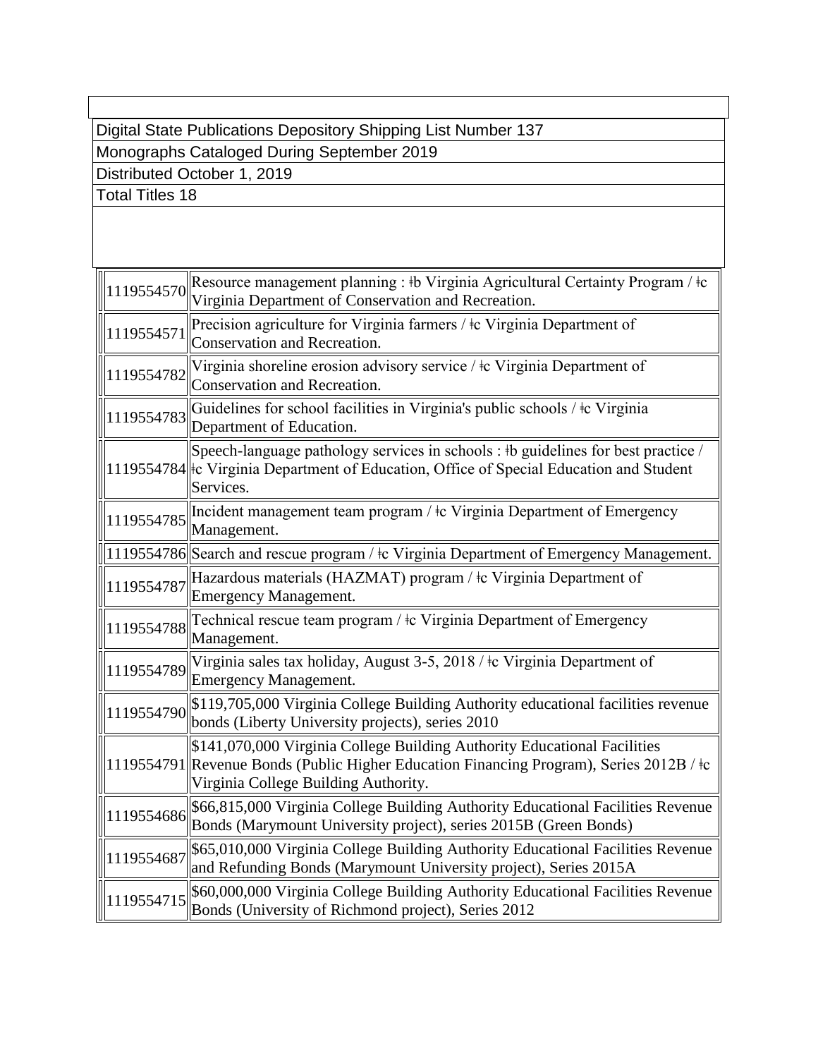Digital State Publications Depository Shipping List Number 137

Monographs Cataloged During September 2019

Distributed October 1, 2019

Total Titles 18

| | |
|---|---|
| 1119554570 | Resource management planning : ǂb Virginia Agricultural Certainty Program / ǂc Virginia Department of Conservation and Recreation. |
| 1119554571 | Precision agriculture for Virginia farmers / ǂc Virginia Department of Conservation and Recreation. |
| 1119554782 | Virginia shoreline erosion advisory service / ǂc Virginia Department of Conservation and Recreation. |
| 1119554783 | Guidelines for school facilities in Virginia's public schools / ǂc Virginia Department of Education. |
| 1119554784 | Speech-language pathology services in schools : ǂb guidelines for best practice / ǂc Virginia Department of Education, Office of Special Education and Student Services. |
| 1119554785 | Incident management team program / ǂc Virginia Department of Emergency Management. |
| 1119554786 | Search and rescue program / ǂc Virginia Department of Emergency Management. |
| 1119554787 | Hazardous materials (HAZMAT) program / ǂc Virginia Department of Emergency Management. |
| 1119554788 | Technical rescue team program / ǂc Virginia Department of Emergency Management. |
| 1119554789 | Virginia sales tax holiday, August 3-5, 2018 / ǂc Virginia Department of Emergency Management. |
| 1119554790 | $119,705,000 Virginia College Building Authority educational facilities revenue bonds (Liberty University projects), series 2010 |
| 1119554791 | $141,070,000 Virginia College Building Authority Educational Facilities Revenue Bonds (Public Higher Education Financing Program), Series 2012B / ǂc Virginia College Building Authority. |
| 1119554686 | $66,815,000 Virginia College Building Authority Educational Facilities Revenue Bonds (Marymount University project), series 2015B (Green Bonds) |
| 1119554687 | $65,010,000 Virginia College Building Authority Educational Facilities Revenue and Refunding Bonds (Marymount University project), Series 2015A |
| 1119554715 | $60,000,000 Virginia College Building Authority Educational Facilities Revenue Bonds (University of Richmond project), Series 2012 |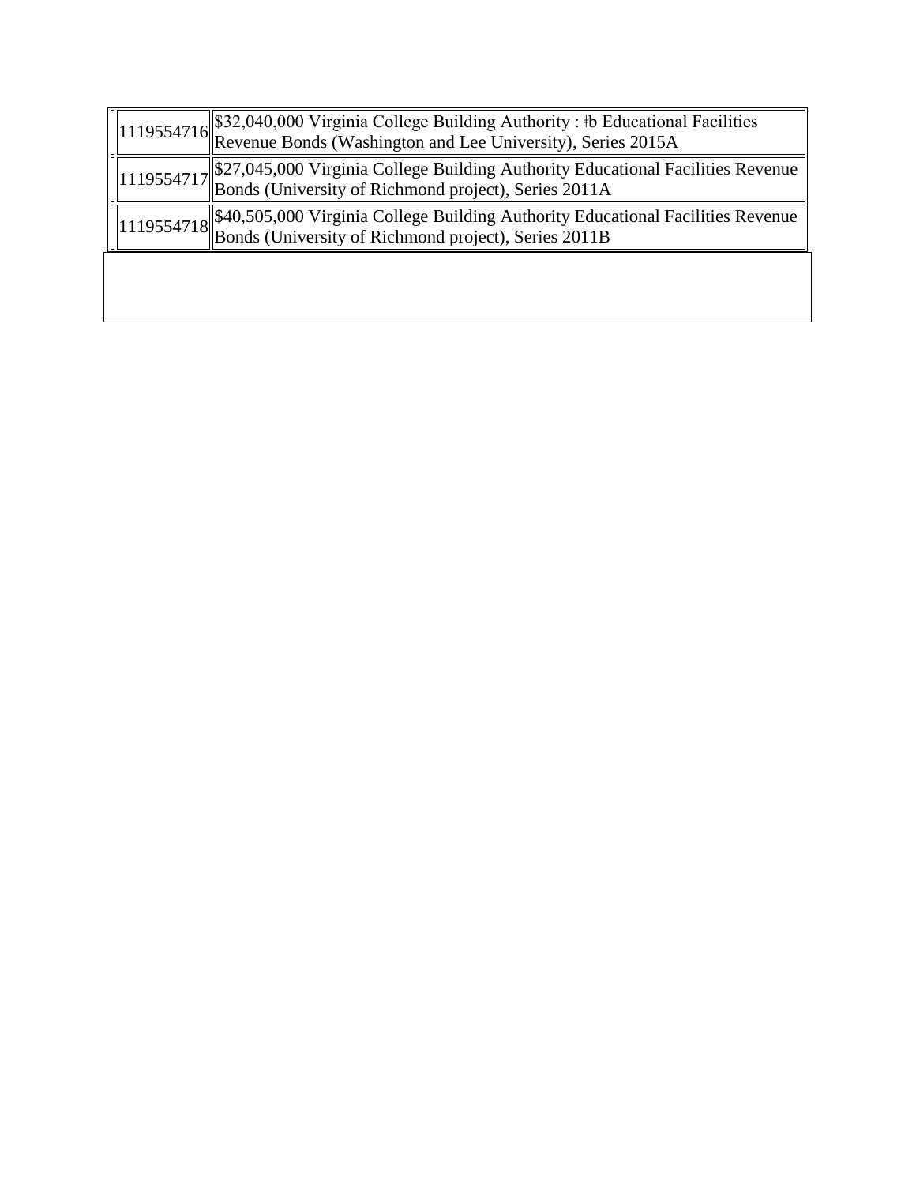| | | |
|---|---|---|
| | 1119554716 | $32,040,000 Virginia College Building Authority : ‡b Educational Facilities Revenue Bonds (Washington and Lee University), Series 2015A |
| | 1119554717 | $27,045,000 Virginia College Building Authority Educational Facilities Revenue Bonds (University of Richmond project), Series 2011A |
| | 1119554718 | $40,505,000 Virginia College Building Authority Educational Facilities Revenue Bonds (University of Richmond project), Series 2011B |